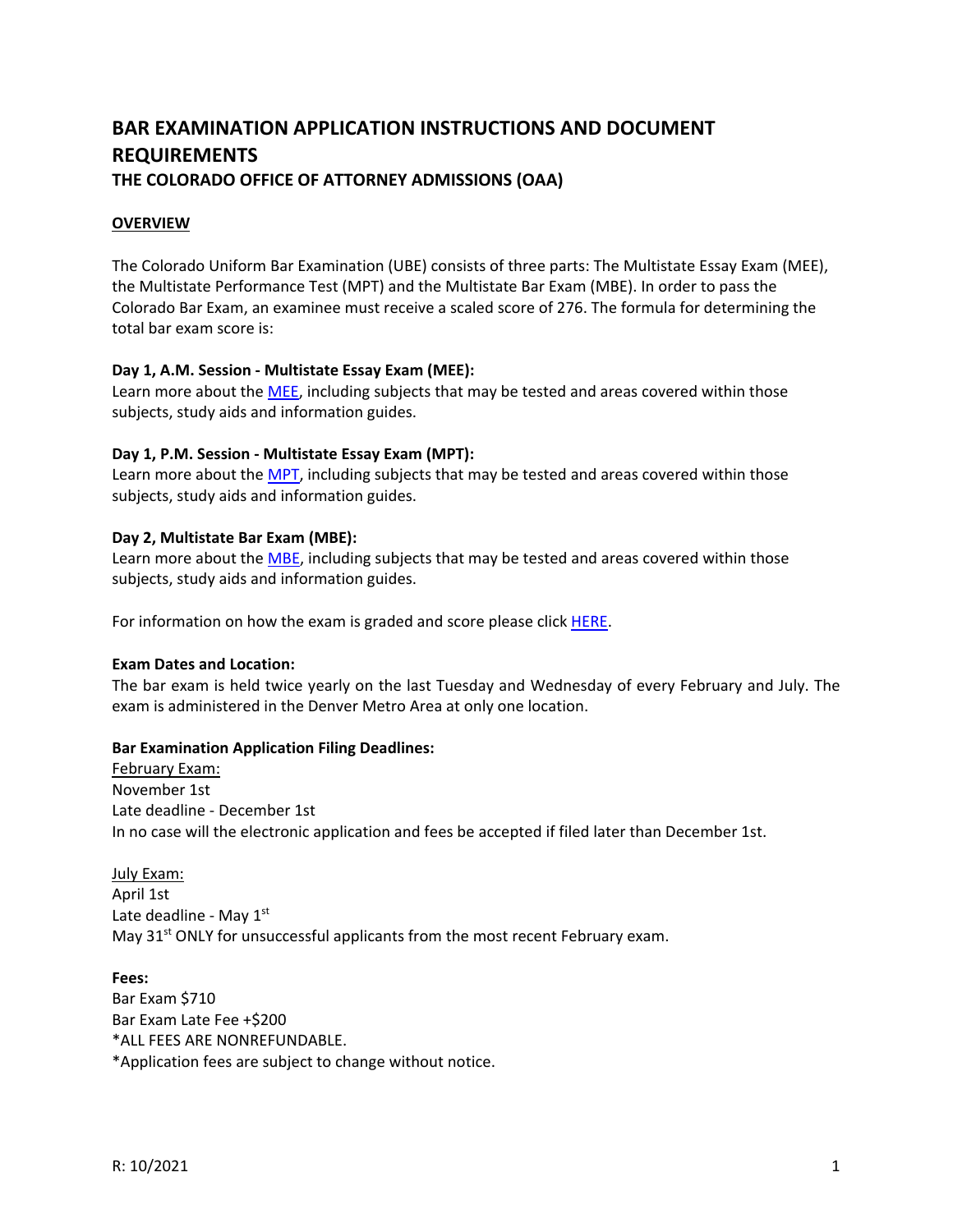# BAR EXAMINATION APPLICATION INSTRUCTIONS AND DOCUMENT REQUIREMENTS

## THE COLORADO OFFICE OF ATTORNEY ADMISSIONS (OAA)

### OVERVIEW

The Colorado Uniform Bar Examination (UBE) consists of three parts: The Multistate Essay Exam (MEE), the Multistate Performance Test (MPT) and the Multistate Bar Exam (MBE). In order to pass the Colorado Bar Exam, an examinee must receive a scaled score of 276. The formula for determining the total bar exam score is:

**Day 1, A.M. Session - Multistate Essay Exam (MEE):**
Learn more about the MEE, including subjects that may be tested and areas covered within those subjects, study aids and information guides.

**Day 1, P.M. Session - Multistate Essay Exam (MPT):**
Learn more about the MPT, including subjects that may be tested and areas covered within those subjects, study aids and information guides.

**Day 2, Multistate Bar Exam (MBE):**
Learn more about the MBE, including subjects that may be tested and areas covered within those subjects, study aids and information guides.

For information on how the exam is graded and score please click HERE.

**Exam Dates and Location:**
The bar exam is held twice yearly on the last Tuesday and Wednesday of every February and July. The exam is administered in the Denver Metro Area at only one location.

**Bar Examination Application Filing Deadlines:**

February Exam:
November 1st
Late deadline - December 1st
In no case will the electronic application and fees be accepted if filed later than December 1st.

July Exam:
April 1st
Late deadline - May 1st
May 31st ONLY for unsuccessful applicants from the most recent February exam.

**Fees:**
Bar Exam $710
Bar Exam Late Fee +$200
*ALL FEES ARE NONREFUNDABLE.
*Application fees are subject to change without notice.

R: 10/2021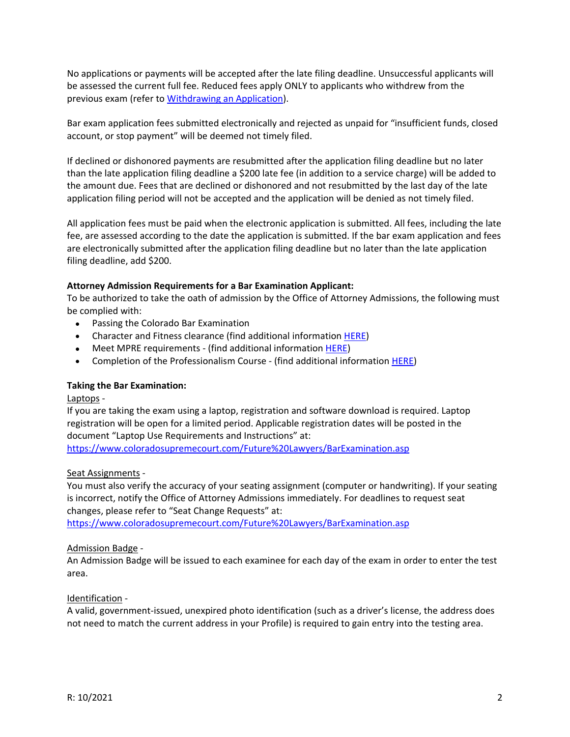No applications or payments will be accepted after the late filing deadline. Unsuccessful applicants will be assessed the current full fee. Reduced fees apply ONLY to applicants who withdrew from the previous exam (refer to [Withdrawing an Application](#)).

Bar exam application fees submitted electronically and rejected as unpaid for "insufficient funds, closed account, or stop payment" will be deemed not timely filed.

If declined or dishonored payments are resubmitted after the application filing deadline but no later than the late application filing deadline a $200 late fee (in addition to a service charge) will be added to the amount due. Fees that are declined or dishonored and not resubmitted by the last day of the late application filing period will not be accepted and the application will be denied as not timely filed.

All application fees must be paid when the electronic application is submitted. All fees, including the late fee, are assessed according to the date the application is submitted. If the bar exam application and fees are electronically submitted after the application filing deadline but no later than the late application filing deadline, add $200.

**Attorney Admission Requirements for a Bar Examination Applicant:**

To be authorized to take the oath of admission by the Office of Attorney Admissions, the following must be complied with:

- Passing the Colorado Bar Examination
- Character and Fitness clearance (find additional information HERE)
- Meet MPRE requirements - (find additional information HERE)
- Completion of the Professionalism Course - (find additional information HERE)

**Taking the Bar Examination:**

Laptops -

If you are taking the exam using a laptop, registration and software download is required. Laptop registration will be open for a limited period. Applicable registration dates will be posted in the document "Laptop Use Requirements and Instructions" at:
https://www.coloradosupremecourt.com/Future%20Lawyers/BarExamination.asp

Seat Assignments -

You must also verify the accuracy of your seating assignment (computer or handwriting). If your seating is incorrect, notify the Office of Attorney Admissions immediately. For deadlines to request seat changes, please refer to "Seat Change Requests" at:
https://www.coloradosupremecourt.com/Future%20Lawyers/BarExamination.asp

Admission Badge -

An Admission Badge will be issued to each examinee for each day of the exam in order to enter the test area.

Identification -

A valid, government-issued, unexpired photo identification (such as a driver's license, the address does not need to match the current address in your Profile) is required to gain entry into the testing area.

R: 10/2021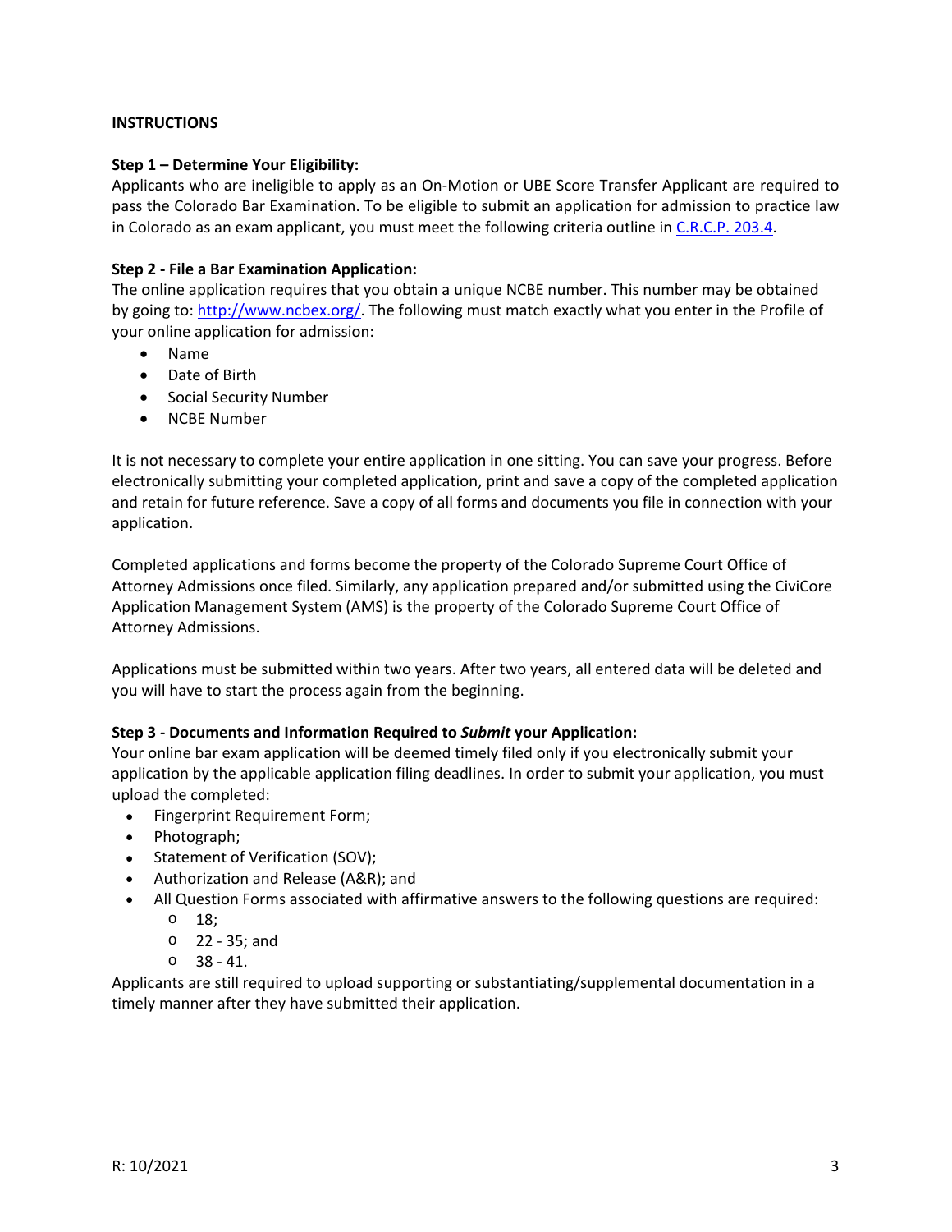**INSTRUCTIONS**

**Step 1 – Determine Your Eligibility:**
Applicants who are ineligible to apply as an On-Motion or UBE Score Transfer Applicant are required to pass the Colorado Bar Examination. To be eligible to submit an application for admission to practice law in Colorado as an exam applicant, you must meet the following criteria outline in C.R.C.P. 203.4.

**Step 2 - File a Bar Examination Application:**
The online application requires that you obtain a unique NCBE number. This number may be obtained by going to: http://www.ncbex.org/. The following must match exactly what you enter in the Profile of your online application for admission:

- Name
- Date of Birth
- Social Security Number
- NCBE Number

It is not necessary to complete your entire application in one sitting. You can save your progress. Before electronically submitting your completed application, print and save a copy of the completed application and retain for future reference. Save a copy of all forms and documents you file in connection with your application.

Completed applications and forms become the property of the Colorado Supreme Court Office of Attorney Admissions once filed. Similarly, any application prepared and/or submitted using the CiviCore Application Management System (AMS) is the property of the Colorado Supreme Court Office of Attorney Admissions.

Applications must be submitted within two years. After two years, all entered data will be deleted and you will have to start the process again from the beginning.

**Step 3 - Documents and Information Required to *Submit* your Application:**
Your online bar exam application will be deemed timely filed only if you electronically submit your application by the applicable application filing deadlines. In order to submit your application, you must upload the completed:

- Fingerprint Requirement Form;
- Photograph;
- Statement of Verification (SOV);
- Authorization and Release (A&R); and
- All Question Forms associated with affirmative answers to the following questions are required:
  - 18;
  - 22 - 35; and
  - 38 - 41.

Applicants are still required to upload supporting or substantiating/supplemental documentation in a timely manner after they have submitted their application.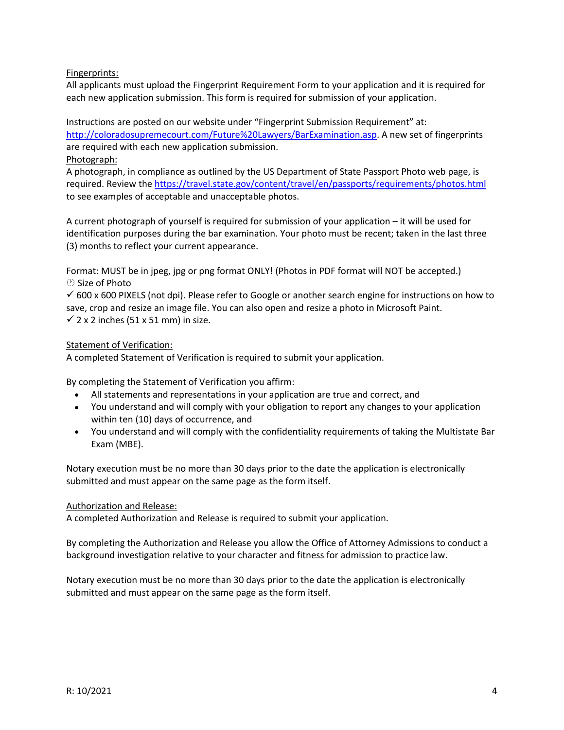<u>Fingerprints:</u>
All applicants must upload the Fingerprint Requirement Form to your application and it is required for each new application submission. This form is required for submission of your application.

Instructions are posted on our website under "Fingerprint Submission Requirement" at: [http://coloradosupremecourt.com/Future%20Lawyers/BarExamination.asp](http://coloradosupremecourt.com/Future%20Lawyers/BarExamination.asp). A new set of fingerprints are required with each new application submission.

<u>Photograph:</u>
A photograph, in compliance as outlined by the US Department of State Passport Photo web page, is required. Review the [https://travel.state.gov/content/travel/en/passports/requirements/photos.html](https://travel.state.gov/content/travel/en/passports/requirements/photos.html) to see examples of acceptable and unacceptable photos.

A current photograph of yourself is required for submission of your application – it will be used for identification purposes during the bar examination. Your photo must be recent; taken in the last three (3) months to reflect your current appearance.

Format: MUST be in jpeg, jpg or png format ONLY! (Photos in PDF format will NOT be accepted.)
🕐 Size of Photo
✓ 600 x 600 PIXELS (not dpi). Please refer to Google or another search engine for instructions on how to save, crop and resize an image file. You can also open and resize a photo in Microsoft Paint.
✓ 2 x 2 inches (51 x 51 mm) in size.

<u>Statement of Verification:</u>
A completed Statement of Verification is required to submit your application.

By completing the Statement of Verification you affirm:

- All statements and representations in your application are true and correct, and
- You understand and will comply with your obligation to report any changes to your application within ten (10) days of occurrence, and
- You understand and will comply with the confidentiality requirements of taking the Multistate Bar Exam (MBE).

Notary execution must be no more than 30 days prior to the date the application is electronically submitted and must appear on the same page as the form itself.

<u>Authorization and Release:</u>
A completed Authorization and Release is required to submit your application.

By completing the Authorization and Release you allow the Office of Attorney Admissions to conduct a background investigation relative to your character and fitness for admission to practice law.

Notary execution must be no more than 30 days prior to the date the application is electronically submitted and must appear on the same page as the form itself.

R: 10/2021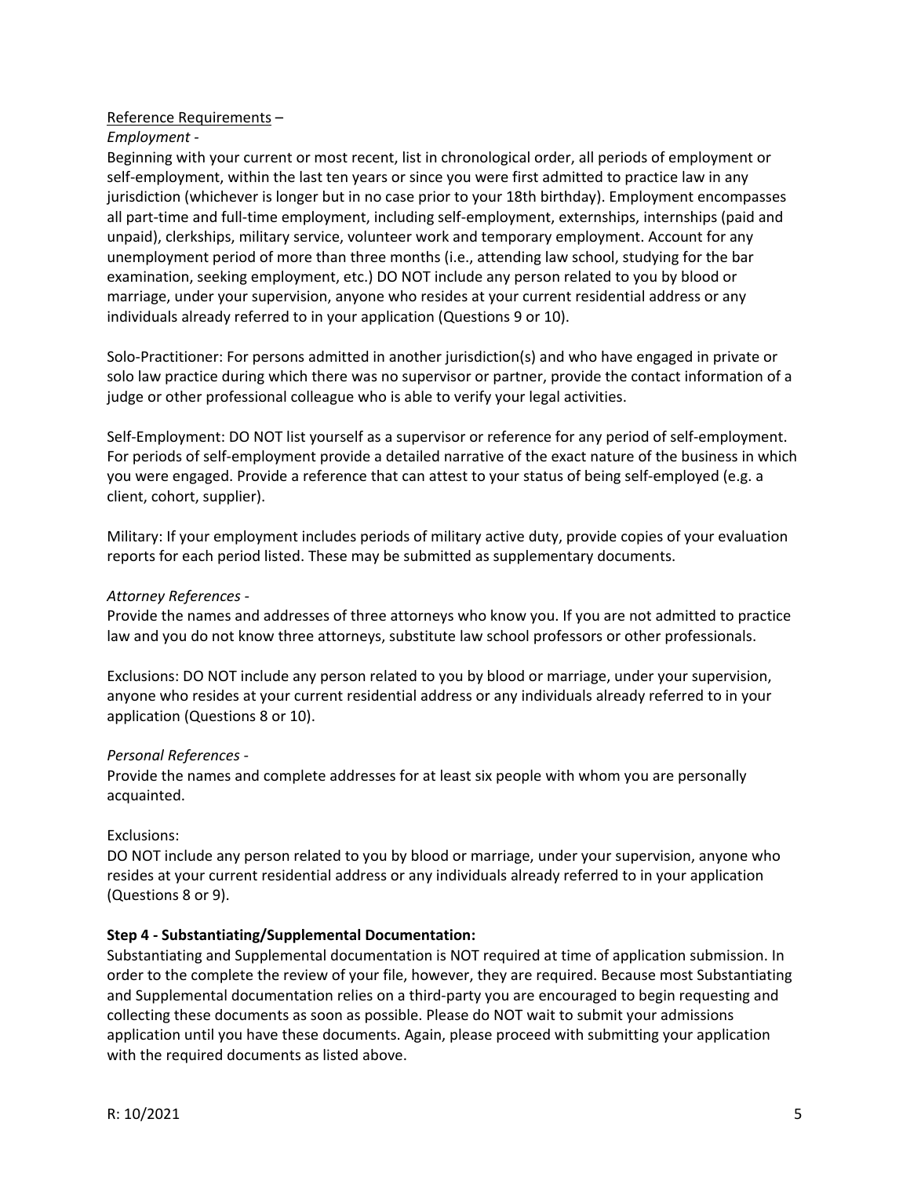Reference Requirements –

*Employment -*

Beginning with your current or most recent, list in chronological order, all periods of employment or self-employment, within the last ten years or since you were first admitted to practice law in any jurisdiction (whichever is longer but in no case prior to your 18th birthday). Employment encompasses all part-time and full-time employment, including self-employment, externships, internships (paid and unpaid), clerkships, military service, volunteer work and temporary employment. Account for any unemployment period of more than three months (i.e., attending law school, studying for the bar examination, seeking employment, etc.) DO NOT include any person related to you by blood or marriage, under your supervision, anyone who resides at your current residential address or any individuals already referred to in your application (Questions 9 or 10).

Solo-Practitioner: For persons admitted in another jurisdiction(s) and who have engaged in private or solo law practice during which there was no supervisor or partner, provide the contact information of a judge or other professional colleague who is able to verify your legal activities.

Self-Employment: DO NOT list yourself as a supervisor or reference for any period of self-employment. For periods of self-employment provide a detailed narrative of the exact nature of the business in which you were engaged. Provide a reference that can attest to your status of being self-employed (e.g. a client, cohort, supplier).

Military: If your employment includes periods of military active duty, provide copies of your evaluation reports for each period listed. These may be submitted as supplementary documents.

*Attorney References -*

Provide the names and addresses of three attorneys who know you. If you are not admitted to practice law and you do not know three attorneys, substitute law school professors or other professionals.

Exclusions: DO NOT include any person related to you by blood or marriage, under your supervision, anyone who resides at your current residential address or any individuals already referred to in your application (Questions 8 or 10).

*Personal References -*

Provide the names and complete addresses for at least six people with whom you are personally acquainted.

Exclusions:

DO NOT include any person related to you by blood or marriage, under your supervision, anyone who resides at your current residential address or any individuals already referred to in your application (Questions 8 or 9).

**Step 4 - Substantiating/Supplemental Documentation:**

Substantiating and Supplemental documentation is NOT required at time of application submission. In order to the complete the review of your file, however, they are required. Because most Substantiating and Supplemental documentation relies on a third-party you are encouraged to begin requesting and collecting these documents as soon as possible. Please do NOT wait to submit your admissions application until you have these documents. Again, please proceed with submitting your application with the required documents as listed above.

R: 10/2021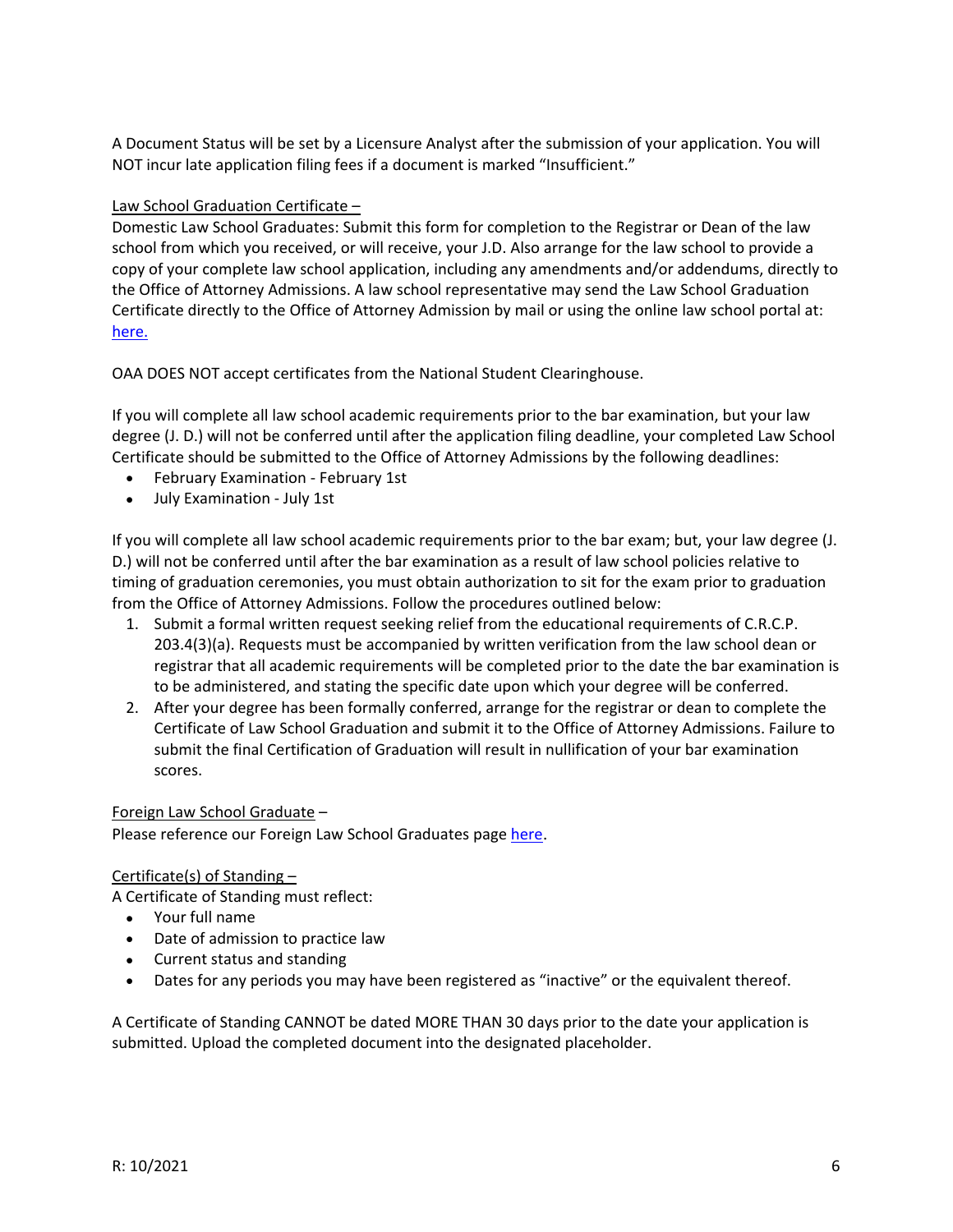A Document Status will be set by a Licensure Analyst after the submission of your application. You will NOT incur late application filing fees if a document is marked "Insufficient."

<u>Law School Graduation Certificate –</u>

Domestic Law School Graduates: Submit this form for completion to the Registrar or Dean of the law school from which you received, or will receive, your J.D. Also arrange for the law school to provide a copy of your complete law school application, including any amendments and/or addendums, directly to the Office of Attorney Admissions. A law school representative may send the Law School Graduation Certificate directly to the Office of Attorney Admission by mail or using the online law school portal at: here.

OAA DOES NOT accept certificates from the National Student Clearinghouse.

If you will complete all law school academic requirements prior to the bar examination, but your law degree (J. D.) will not be conferred until after the application filing deadline, your completed Law School Certificate should be submitted to the Office of Attorney Admissions by the following deadlines:

- February Examination - February 1st
- July Examination - July 1st

If you will complete all law school academic requirements prior to the bar exam; but, your law degree (J. D.) will not be conferred until after the bar examination as a result of law school policies relative to timing of graduation ceremonies, you must obtain authorization to sit for the exam prior to graduation from the Office of Attorney Admissions. Follow the procedures outlined below:

1. Submit a formal written request seeking relief from the educational requirements of C.R.C.P. 203.4(3)(a). Requests must be accompanied by written verification from the law school dean or registrar that all academic requirements will be completed prior to the date the bar examination is to be administered, and stating the specific date upon which your degree will be conferred.
2. After your degree has been formally conferred, arrange for the registrar or dean to complete the Certificate of Law School Graduation and submit it to the Office of Attorney Admissions. Failure to submit the final Certification of Graduation will result in nullification of your bar examination scores.

<u>Foreign Law School Graduate</u> –

Please reference our Foreign Law School Graduates page here.

<u>Certificate(s) of Standing –</u>

A Certificate of Standing must reflect:

- Your full name
- Date of admission to practice law
- Current status and standing
- Dates for any periods you may have been registered as "inactive" or the equivalent thereof.

A Certificate of Standing CANNOT be dated MORE THAN 30 days prior to the date your application is submitted. Upload the completed document into the designated placeholder.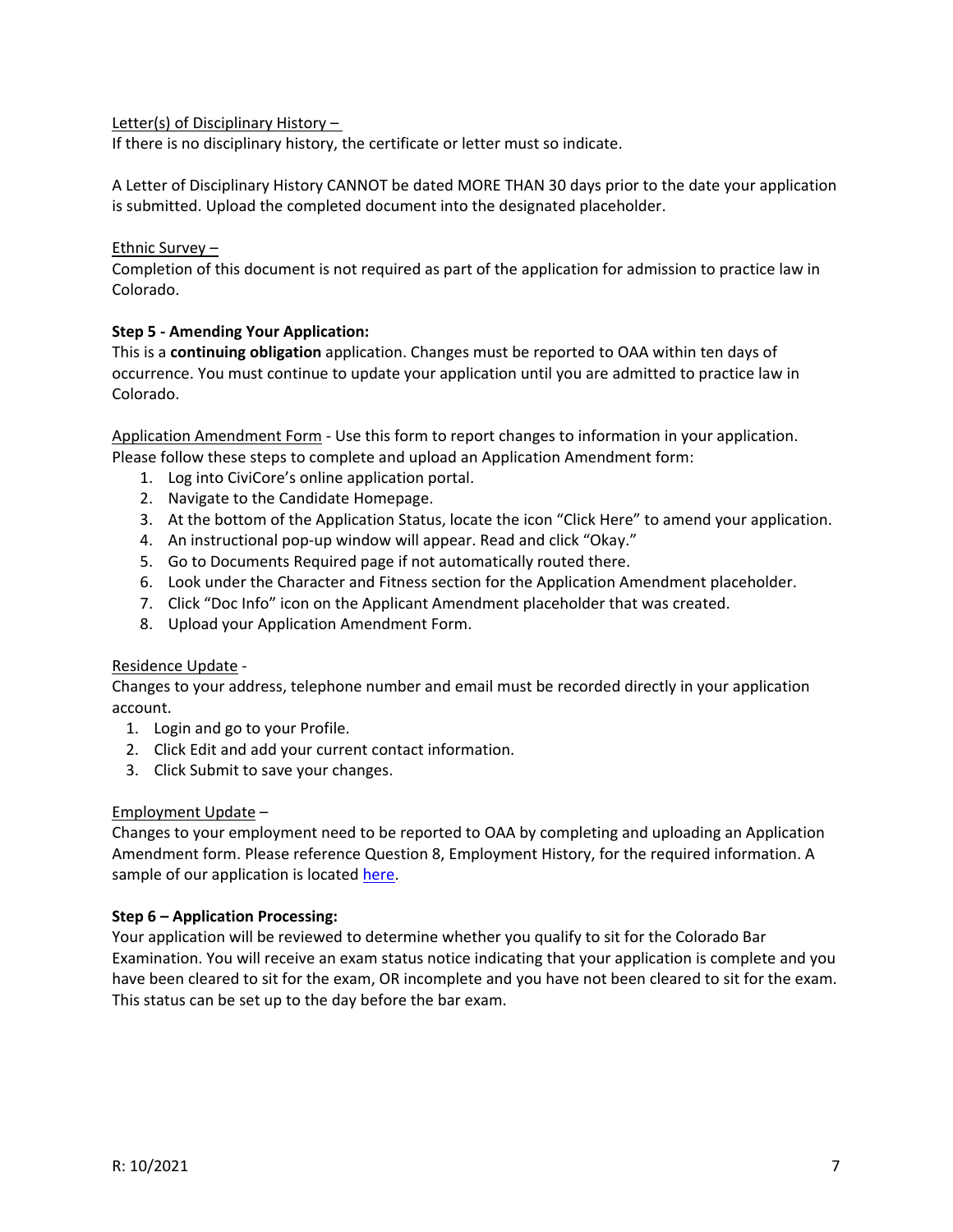Letter(s) of Disciplinary History –

If there is no disciplinary history, the certificate or letter must so indicate.

A Letter of Disciplinary History CANNOT be dated MORE THAN 30 days prior to the date your application is submitted. Upload the completed document into the designated placeholder.

Ethnic Survey –

Completion of this document is not required as part of the application for admission to practice law in Colorado.

**Step 5 - Amending Your Application:**

This is a **continuing obligation** application. Changes must be reported to OAA within ten days of occurrence. You must continue to update your application until you are admitted to practice law in Colorado.

Application Amendment Form - Use this form to report changes to information in your application. Please follow these steps to complete and upload an Application Amendment form:

1. Log into CiviCore's online application portal.
2. Navigate to the Candidate Homepage.
3. At the bottom of the Application Status, locate the icon "Click Here" to amend your application.
4. An instructional pop-up window will appear. Read and click "Okay."
5. Go to Documents Required page if not automatically routed there.
6. Look under the Character and Fitness section for the Application Amendment placeholder.
7. Click "Doc Info" icon on the Applicant Amendment placeholder that was created.
8. Upload your Application Amendment Form.

Residence Update -

Changes to your address, telephone number and email must be recorded directly in your application account.

1. Login and go to your Profile.
2. Click Edit and add your current contact information.
3. Click Submit to save your changes.

Employment Update –

Changes to your employment need to be reported to OAA by completing and uploading an Application Amendment form. Please reference Question 8, Employment History, for the required information. A sample of our application is located here.

**Step 6 – Application Processing:**

Your application will be reviewed to determine whether you qualify to sit for the Colorado Bar Examination. You will receive an exam status notice indicating that your application is complete and you have been cleared to sit for the exam, OR incomplete and you have not been cleared to sit for the exam. This status can be set up to the day before the bar exam.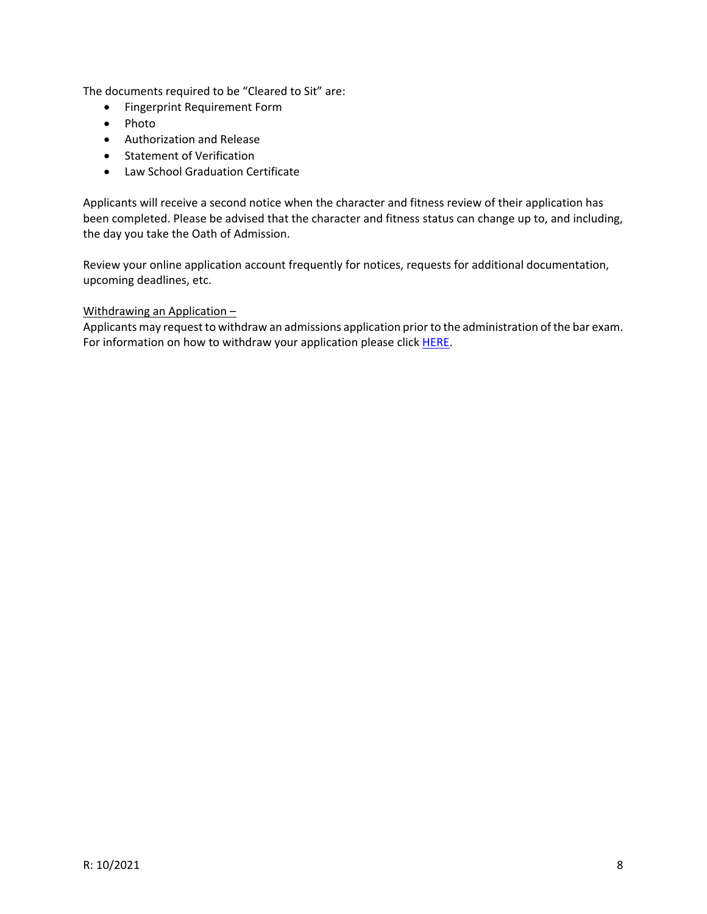The documents required to be "Cleared to Sit" are:

- Fingerprint Requirement Form
- Photo
- Authorization and Release
- Statement of Verification
- Law School Graduation Certificate

Applicants will receive a second notice when the character and fitness review of their application has been completed. Please be advised that the character and fitness status can change up to, and including, the day you take the Oath of Admission.

Review your online application account frequently for notices, requests for additional documentation, upcoming deadlines, etc.

Withdrawing an Application –

Applicants may request to withdraw an admissions application prior to the administration of the bar exam. For information on how to withdraw your application please click HERE.